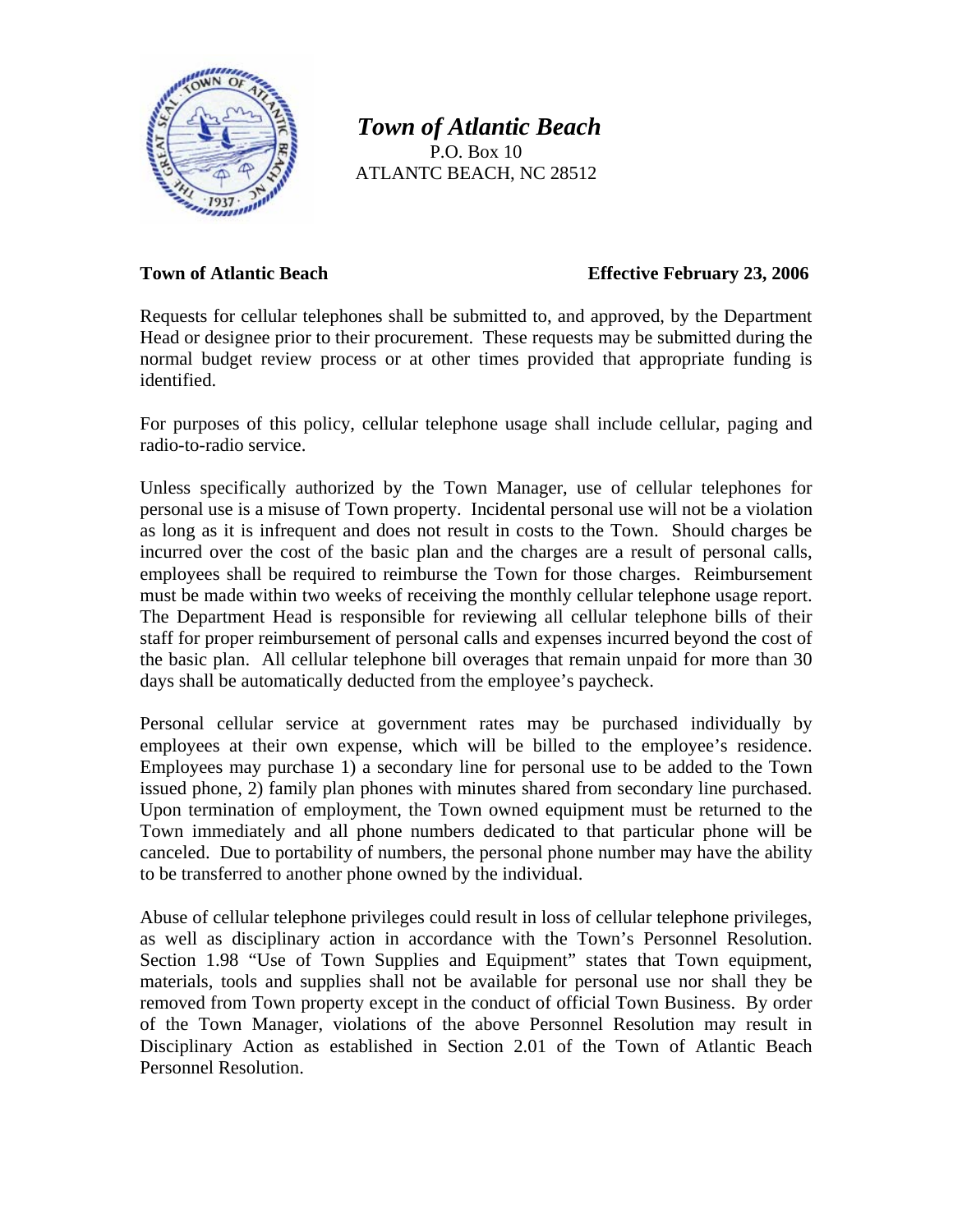# *Town of Atlantic Beach*

P.O. Box 10
ATLANTC BEACH, NC 28512

**Town of Atlantic Beach** **Effective February 23, 2006**

Requests for cellular telephones shall be submitted to, and approved, by the Department Head or designee prior to their procurement. These requests may be submitted during the normal budget review process or at other times provided that appropriate funding is identified.

For purposes of this policy, cellular telephone usage shall include cellular, paging and radio-to-radio service.

Unless specifically authorized by the Town Manager, use of cellular telephones for personal use is a misuse of Town property. Incidental personal use will not be a violation as long as it is infrequent and does not result in costs to the Town. Should charges be incurred over the cost of the basic plan and the charges are a result of personal calls, employees shall be required to reimburse the Town for those charges. Reimbursement must be made within two weeks of receiving the monthly cellular telephone usage report. The Department Head is responsible for reviewing all cellular telephone bills of their staff for proper reimbursement of personal calls and expenses incurred beyond the cost of the basic plan. All cellular telephone bill overages that remain unpaid for more than 30 days shall be automatically deducted from the employee's paycheck.

Personal cellular service at government rates may be purchased individually by employees at their own expense, which will be billed to the employee's residence. Employees may purchase 1) a secondary line for personal use to be added to the Town issued phone, 2) family plan phones with minutes shared from secondary line purchased. Upon termination of employment, the Town owned equipment must be returned to the Town immediately and all phone numbers dedicated to that particular phone will be canceled. Due to portability of numbers, the personal phone number may have the ability to be transferred to another phone owned by the individual.

Abuse of cellular telephone privileges could result in loss of cellular telephone privileges, as well as disciplinary action in accordance with the Town's Personnel Resolution. Section 1.98 "Use of Town Supplies and Equipment" states that Town equipment, materials, tools and supplies shall not be available for personal use nor shall they be removed from Town property except in the conduct of official Town Business. By order of the Town Manager, violations of the above Personnel Resolution may result in Disciplinary Action as established in Section 2.01 of the Town of Atlantic Beach Personnel Resolution.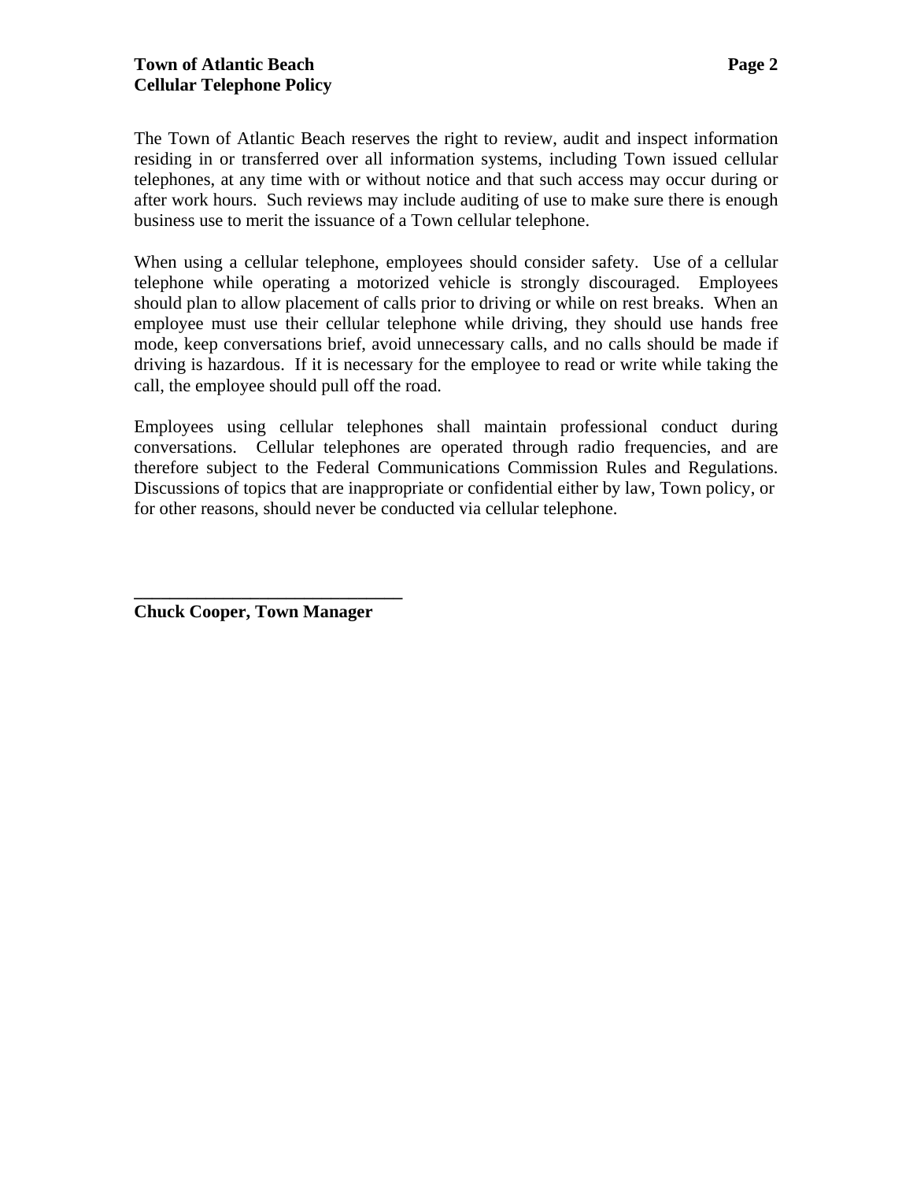The Town of Atlantic Beach reserves the right to review, audit and inspect information residing in or transferred over all information systems, including Town issued cellular telephones, at any time with or without notice and that such access may occur during or after work hours. Such reviews may include auditing of use to make sure there is enough business use to merit the issuance of a Town cellular telephone.

When using a cellular telephone, employees should consider safety. Use of a cellular telephone while operating a motorized vehicle is strongly discouraged. Employees should plan to allow placement of calls prior to driving or while on rest breaks. When an employee must use their cellular telephone while driving, they should use hands free mode, keep conversations brief, avoid unnecessary calls, and no calls should be made if driving is hazardous. If it is necessary for the employee to read or write while taking the call, the employee should pull off the road.

Employees using cellular telephones shall maintain professional conduct during conversations. Cellular telephones are operated through radio frequencies, and are therefore subject to the Federal Communications Commission Rules and Regulations. Discussions of topics that are inappropriate or confidential either by law, Town policy, or for other reasons, should never be conducted via cellular telephone.

______________________________
**Chuck Cooper, Town Manager**